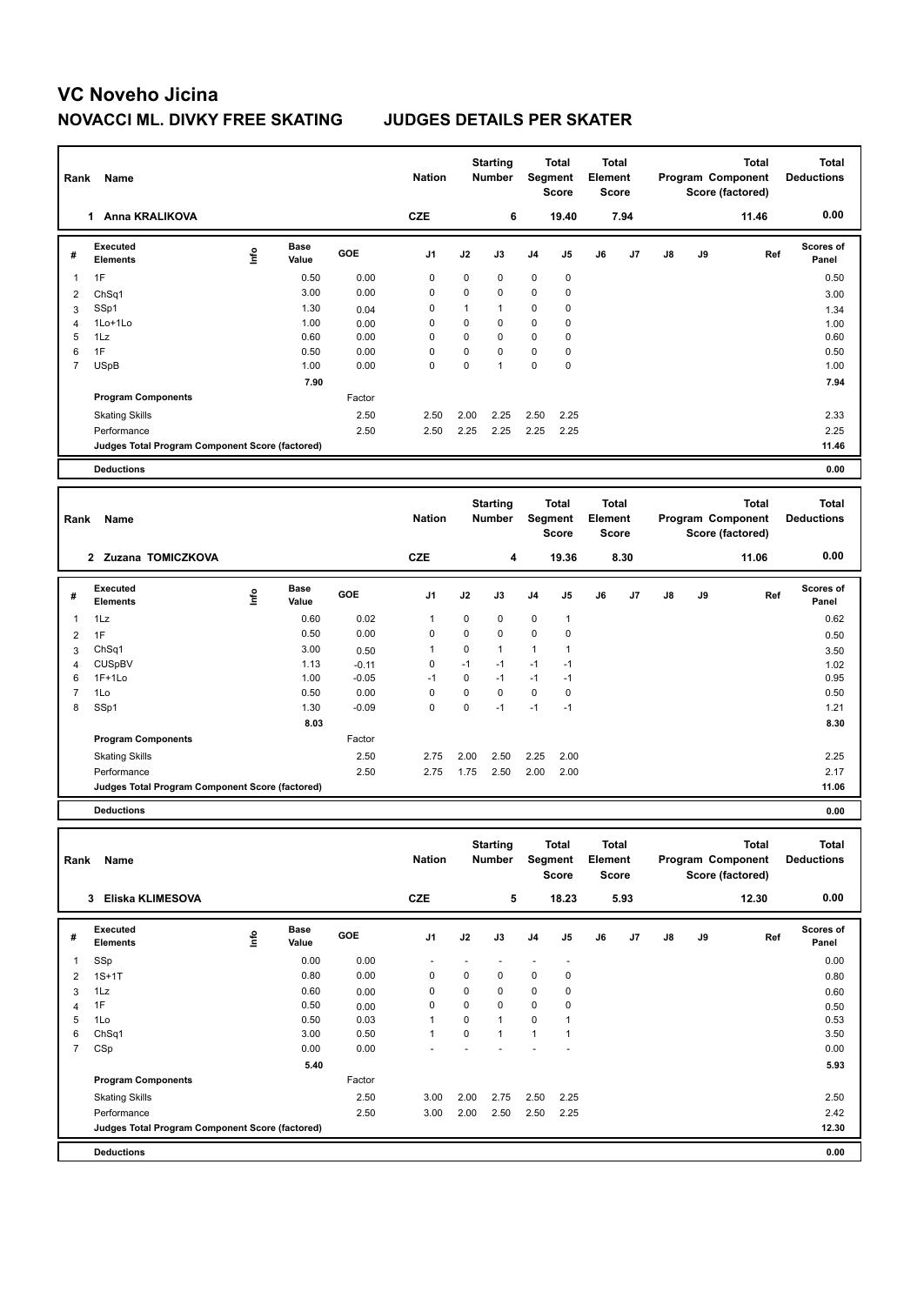# VC Noveho Jicina

## NOVACCI ML. DIVKY FREE SKATING JUDGES DETAILS PER SKATER

| Rank | Name | Nation | Starting Number | Total Segment Score | Total Element Score | Total Program Component Score (factored) | Total Deductions |
|---|---|---|---|---|---|---|---|
| 1 | Anna KRALIKOVA | CZE | 6 | 19.40 | 7.94 | 11.46 | 0.00 |

| # | Executed Elements | Info | Base Value | GOE | J1 | J2 | J3 | J4 | J5 | J6 | J7 | J8 | J9 | Ref | Scores of Panel |
|---|---|---|---|---|---|---|---|---|---|---|---|---|---|---|---|
| 1 | 1F | | 0.50 | 0.00 | 0 | 0 | 0 | 0 | 0 | | | | | | 0.50 |
| 2 | ChSq1 | | 3.00 | 0.00 | 0 | 0 | 0 | 0 | 0 | | | | | | 3.00 |
| 3 | SSp1 | | 1.30 | 0.04 | 0 | 1 | 1 | 0 | 0 | | | | | | 1.34 |
| 4 | 1Lo+1Lo | | 1.00 | 0.00 | 0 | 0 | 0 | 0 | 0 | | | | | | 1.00 |
| 5 | 1Lz | | 0.60 | 0.00 | 0 | 0 | 0 | 0 | 0 | | | | | | 0.60 |
| 6 | 1F | | 0.50 | 0.00 | 0 | 0 | 0 | 0 | 0 | | | | | | 0.50 |
| 7 | USpB | | 1.00 | 0.00 | 0 | 0 | 1 | 0 | 0 | | | | | | 1.00 |
| | | | 7.90 | | | | | | | | | | | | 7.94 |
| | **Program Components** | | | Factor | | | | | | | | | | | |
| | Skating Skills | | | 2.50 | 2.50 | 2.00 | 2.25 | 2.50 | 2.25 | | | | | | 2.33 |
| | Performance | | | 2.50 | 2.50 | 2.25 | 2.25 | 2.25 | 2.25 | | | | | | 2.25 |
| | **Judges Total Program Component Score (factored)** | | | | | | | | | | | | | | 11.46 |
| | **Deductions** | | | | | | | | | | | | | | 0.00 |

| Rank | Name | Nation | Starting Number | Total Segment Score | Total Element Score | Total Program Component Score (factored) | Total Deductions |
|---|---|---|---|---|---|---|---|
| 2 | Zuzana TOMICZKOVA | CZE | 4 | 19.36 | 8.30 | 11.06 | 0.00 |

| # | Executed Elements | Info | Base Value | GOE | J1 | J2 | J3 | J4 | J5 | J6 | J7 | J8 | J9 | Ref | Scores of Panel |
|---|---|---|---|---|---|---|---|---|---|---|---|---|---|---|---|
| 1 | 1Lz | | 0.60 | 0.02 | 1 | 0 | 0 | 0 | 1 | | | | | | 0.62 |
| 2 | 1F | | 0.50 | 0.00 | 0 | 0 | 0 | 0 | 0 | | | | | | 0.50 |
| 3 | ChSq1 | | 3.00 | 0.50 | 1 | 0 | 1 | 1 | 1 | | | | | | 3.50 |
| 4 | CUSpBV | | 1.13 | -0.11 | 0 | -1 | -1 | -1 | -1 | | | | | | 1.02 |
| 6 | 1F+1Lo | | 1.00 | -0.05 | -1 | 0 | -1 | -1 | -1 | | | | | | 0.95 |
| 7 | 1Lo | | 0.50 | 0.00 | 0 | 0 | 0 | 0 | 0 | | | | | | 0.50 |
| 8 | SSp1 | | 1.30 | -0.09 | 0 | 0 | -1 | -1 | -1 | | | | | | 1.21 |
| | | | 8.03 | | | | | | | | | | | | 8.30 |
| | **Program Components** | | | Factor | | | | | | | | | | | |
| | Skating Skills | | | 2.50 | 2.75 | 2.00 | 2.50 | 2.25 | 2.00 | | | | | | 2.25 |
| | Performance | | | 2.50 | 2.75 | 1.75 | 2.50 | 2.00 | 2.00 | | | | | | 2.17 |
| | **Judges Total Program Component Score (factored)** | | | | | | | | | | | | | | 11.06 |
| | **Deductions** | | | | | | | | | | | | | | 0.00 |

| Rank | Name | Nation | Starting Number | Total Segment Score | Total Element Score | Total Program Component Score (factored) | Total Deductions |
|---|---|---|---|---|---|---|---|
| 3 | Eliska KLIMESOVA | CZE | 5 | 18.23 | 5.93 | 12.30 | 0.00 |

| # | Executed Elements | Info | Base Value | GOE | J1 | J2 | J3 | J4 | J5 | J6 | J7 | J8 | J9 | Ref | Scores of Panel |
|---|---|---|---|---|---|---|---|---|---|---|---|---|---|---|---|
| 1 | SSp | | 0.00 | 0.00 | - | - | - | - | - | | | | | | 0.00 |
| 2 | 1S+1T | | 0.80 | 0.00 | 0 | 0 | 0 | 0 | 0 | | | | | | 0.80 |
| 3 | 1Lz | | 0.60 | 0.00 | 0 | 0 | 0 | 0 | 0 | | | | | | 0.60 |
| 4 | 1F | | 0.50 | 0.00 | 0 | 0 | 0 | 0 | 0 | | | | | | 0.50 |
| 5 | 1Lo | | 0.50 | 0.03 | 1 | 0 | 1 | 0 | 1 | | | | | | 0.53 |
| 6 | ChSq1 | | 3.00 | 0.50 | 1 | 0 | 1 | 1 | 1 | | | | | | 3.50 |
| 7 | CSp | | 0.00 | 0.00 | - | - | - | - | - | | | | | | 0.00 |
| | | | 5.40 | | | | | | | | | | | | 5.93 |
| | **Program Components** | | | Factor | | | | | | | | | | | |
| | Skating Skills | | | 2.50 | 3.00 | 2.00 | 2.75 | 2.50 | 2.25 | | | | | | 2.50 |
| | Performance | | | 2.50 | 3.00 | 2.00 | 2.50 | 2.50 | 2.25 | | | | | | 2.42 |
| | **Judges Total Program Component Score (factored)** | | | | | | | | | | | | | | 12.30 |
| | **Deductions** | | | | | | | | | | | | | | 0.00 |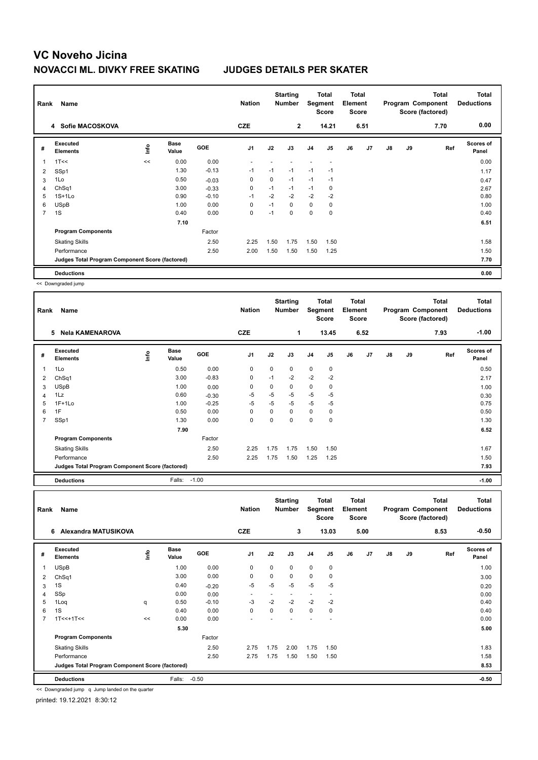# VC Noveho Jicina

## NOVACCI ML. DIVKY FREE SKATING JUDGES DETAILS PER SKATER

| Rank | Name | Nation | Starting Number | Total Segment Score | Total Element Score | Total Program Component Score (factored) | Total Deductions |
|---|---|---|---|---|---|---|---|
| 4 | Sofie MACOSKOVA | CZE | 2 | 14.21 | 6.51 | 7.70 | 0.00 |

| # | Executed Elements | Info | Base Value | GOE | J1 | J2 | J3 | J4 | J5 | J6 | J7 | J8 | J9 | Ref | Scores of Panel |
|---|---|---|---|---|---|---|---|---|---|---|---|---|---|---|---|
| 1 | 1T<< | << | 0.00 | 0.00 | - | - | - | - | - | | | | | | 0.00 |
| 2 | SSp1 | | 1.30 | -0.13 | -1 | -1 | -1 | -1 | -1 | | | | | | 1.17 |
| 3 | 1Lo | | 0.50 | -0.03 | 0 | 0 | -1 | -1 | -1 | | | | | | 0.47 |
| 4 | ChSq1 | | 3.00 | -0.33 | 0 | -1 | -1 | -1 | 0 | | | | | | 2.67 |
| 5 | 1S+1Lo | | 0.90 | -0.10 | -1 | -2 | -2 | -2 | -2 | | | | | | 0.80 |
| 6 | USpB | | 1.00 | 0.00 | 0 | -1 | 0 | 0 | 0 | | | | | | 1.00 |
| 7 | 1S | | 0.40 | 0.00 | 0 | -1 | 0 | 0 | 0 | | | | | | 0.40 |
| | | | 7.10 | | | | | | | | | | | | 6.51 |
| | Program Components | | | Factor | | | | | | | | | | | |
| | Skating Skills | | | 2.50 | 2.25 | 1.50 | 1.75 | 1.50 | 1.50 | | | | | | 1.58 |
| | Performance | | | 2.50 | 2.00 | 1.50 | 1.50 | 1.50 | 1.25 | | | | | | 1.50 |
| | Judges Total Program Component Score (factored) | | | | | | | | | | | | | | 7.70 |
| | Deductions | | | | | | | | | | | | | | 0.00 |

<< Downgraded jump

| Rank | Name | Nation | Starting Number | Total Segment Score | Total Element Score | Total Program Component Score (factored) | Total Deductions |
|---|---|---|---|---|---|---|---|
| 5 | Nela KAMENAROVA | CZE | 1 | 13.45 | 6.52 | 7.93 | -1.00 |

| # | Executed Elements | Info | Base Value | GOE | J1 | J2 | J3 | J4 | J5 | J6 | J7 | J8 | J9 | Ref | Scores of Panel |
|---|---|---|---|---|---|---|---|---|---|---|---|---|---|---|---|
| 1 | 1Lo | | 0.50 | 0.00 | 0 | 0 | 0 | 0 | 0 | | | | | | 0.50 |
| 2 | ChSq1 | | 3.00 | -0.83 | 0 | -1 | -2 | -2 | -2 | | | | | | 2.17 |
| 3 | USpB | | 1.00 | 0.00 | 0 | 0 | 0 | 0 | 0 | | | | | | 1.00 |
| 4 | 1Lz | | 0.60 | -0.30 | -5 | -5 | -5 | -5 | -5 | | | | | | 0.30 |
| 5 | 1F+1Lo | | 1.00 | -0.25 | -5 | -5 | -5 | -5 | -5 | | | | | | 0.75 |
| 6 | 1F | | 0.50 | 0.00 | 0 | 0 | 0 | 0 | 0 | | | | | | 0.50 |
| 7 | SSp1 | | 1.30 | 0.00 | 0 | 0 | 0 | 0 | 0 | | | | | | 1.30 |
| | | | 7.90 | | | | | | | | | | | | 6.52 |
| | Program Components | | | Factor | | | | | | | | | | | |
| | Skating Skills | | | 2.50 | 2.25 | 1.75 | 1.75 | 1.50 | 1.50 | | | | | | 1.67 |
| | Performance | | | 2.50 | 2.25 | 1.75 | 1.50 | 1.25 | 1.25 | | | | | | 1.50 |
| | Judges Total Program Component Score (factored) | | | | | | | | | | | | | | 7.93 |
| | Deductions | | Falls: | -1.00 | | | | | | | | | | | -1.00 |

| Rank | Name | Nation | Starting Number | Total Segment Score | Total Element Score | Total Program Component Score (factored) | Total Deductions |
|---|---|---|---|---|---|---|---|
| 6 | Alexandra MATUSIKOVA | CZE | 3 | 13.03 | 5.00 | 8.53 | -0.50 |

| # | Executed Elements | Info | Base Value | GOE | J1 | J2 | J3 | J4 | J5 | J6 | J7 | J8 | J9 | Ref | Scores of Panel |
|---|---|---|---|---|---|---|---|---|---|---|---|---|---|---|---|
| 1 | USpB | | 1.00 | 0.00 | 0 | 0 | 0 | 0 | 0 | | | | | | 1.00 |
| 2 | ChSq1 | | 3.00 | 0.00 | 0 | 0 | 0 | 0 | 0 | | | | | | 3.00 |
| 3 | 1S | | 0.40 | -0.20 | -5 | -5 | -5 | -5 | -5 | | | | | | 0.20 |
| 4 | SSp | | 0.00 | 0.00 | - | - | - | - | - | | | | | | 0.00 |
| 5 | 1Loq | q | 0.50 | -0.10 | -3 | -2 | -2 | -2 | -2 | | | | | | 0.40 |
| 6 | 1S | | 0.40 | 0.00 | 0 | 0 | 0 | 0 | 0 | | | | | | 0.40 |
| 7 | 1T<<+1T<< | << | 0.00 | 0.00 | - | - | - | - | - | | | | | | 0.00 |
| | | | 5.30 | | | | | | | | | | | | 5.00 |
| | Program Components | | | Factor | | | | | | | | | | | |
| | Skating Skills | | | 2.50 | 2.75 | 1.75 | 2.00 | 1.75 | 1.50 | | | | | | 1.83 |
| | Performance | | | 2.50 | 2.75 | 1.75 | 1.50 | 1.50 | 1.50 | | | | | | 1.58 |
| | Judges Total Program Component Score (factored) | | | | | | | | | | | | | | 8.53 |
| | Deductions | | Falls: | -0.50 | | | | | | | | | | | -0.50 |

<< Downgraded jump q Jump landed on the quarter

printed: 19.12.2021 8:30:12